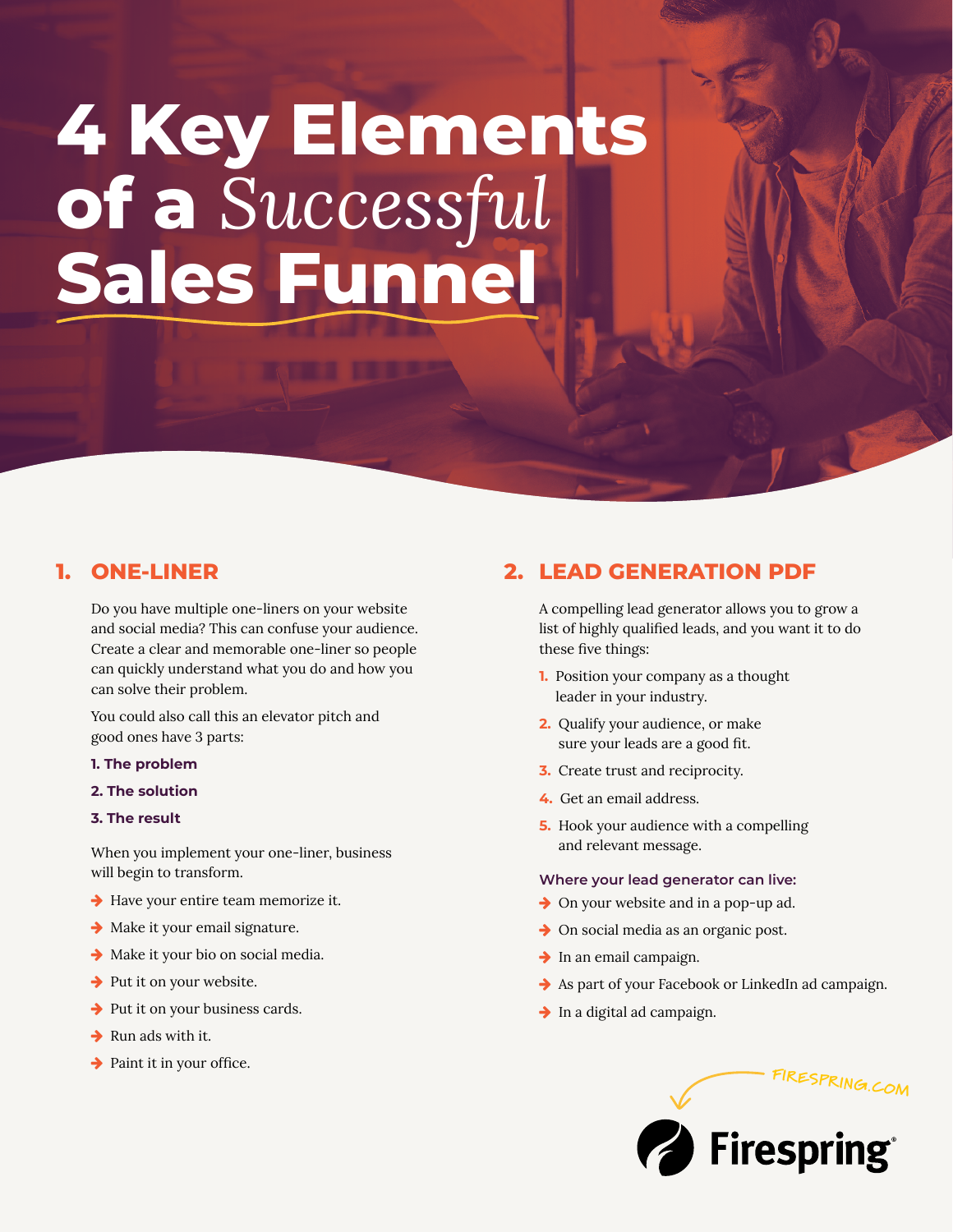# 4 Key Elements of a *Successful* Sales Funnel

## 1. ONE-LINER

Do you have multiple one-liners on your website and social media? This can confuse your audience. Create a clear and memorable one-liner so people can quickly understand what you do and how you can solve their problem.

You could also call this an elevator pitch and good ones have 3 parts:

**1. The problem**

**2. The solution**

**3. The result**

When you implement your one-liner, business will begin to transform.

- Have your entire team memorize it.
- Make it your email signature.
- Make it your bio on social media.
- Put it on your website.
- Put it on your business cards.
- Run ads with it.
- Paint it in your office.

## 2. LEAD GENERATION PDF

A compelling lead generator allows you to grow a list of highly qualified leads, and you want it to do these five things:

1. Position your company as a thought leader in your industry.
2. Qualify your audience, or make sure your leads are a good fit.
3. Create trust and reciprocity.
4. Get an email address.
5. Hook your audience with a compelling and relevant message.

**Where your lead generator can live:**

- On your website and in a pop-up ad.
- On social media as an organic post.
- In an email campaign.
- As part of your Facebook or LinkedIn ad campaign.
- In a digital ad campaign.

FIRESPRING.COM

Firespring®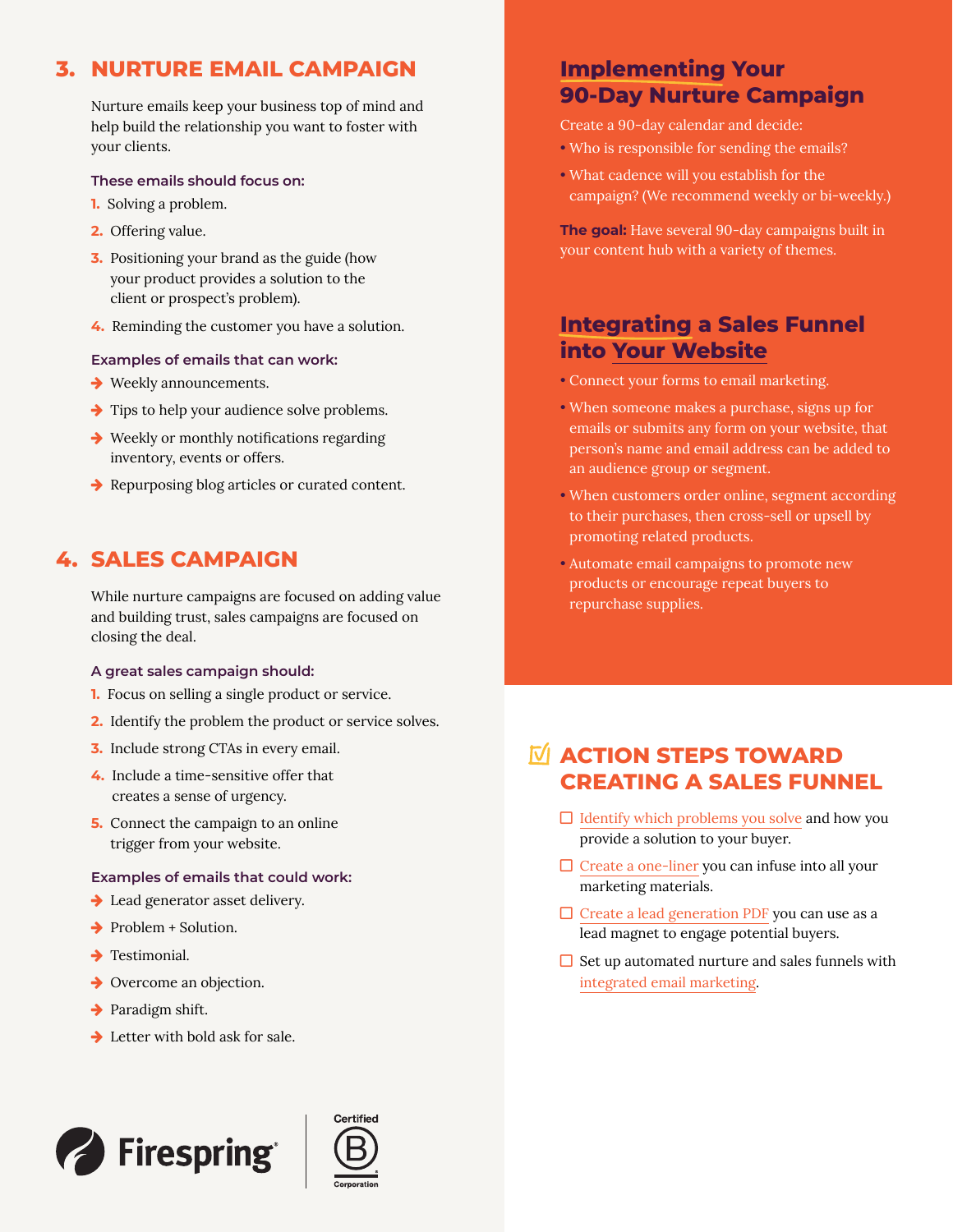## 3. NURTURE EMAIL CAMPAIGN

Nurture emails keep your business top of mind and help build the relationship you want to foster with your clients.

**These emails should focus on:**

1. Solving a problem.
2. Offering value.
3. Positioning your brand as the guide (how your product provides a solution to the client or prospect's problem).
4. Reminding the customer you have a solution.

**Examples of emails that can work:**

- Weekly announcements.
- Tips to help your audience solve problems.
- Weekly or monthly notifications regarding inventory, events or offers.
- Repurposing blog articles or curated content.

## 4. SALES CAMPAIGN

While nurture campaigns are focused on adding value and building trust, sales campaigns are focused on closing the deal.

**A great sales campaign should:**

1. Focus on selling a single product or service.
2. Identify the problem the product or service solves.
3. Include strong CTAs in every email.
4. Include a time-sensitive offer that creates a sense of urgency.
5. Connect the campaign to an online trigger from your website.

**Examples of emails that could work:**

- Lead generator asset delivery.
- Problem + Solution.
- Testimonial.
- Overcome an objection.
- Paradigm shift.
- Letter with bold ask for sale.

## Implementing Your 90-Day Nurture Campaign

Create a 90-day calendar and decide:

- Who is responsible for sending the emails?
- What cadence will you establish for the campaign? (We recommend weekly or bi-weekly.)

**The goal:** Have several 90-day campaigns built in your content hub with a variety of themes.

## Integrating a Sales Funnel into Your Website

- Connect your forms to email marketing.
- When someone makes a purchase, signs up for emails or submits any form on your website, that person's name and email address can be added to an audience group or segment.
- When customers order online, segment according to their purchases, then cross-sell or upsell by promoting related products.
- Automate email campaigns to promote new products or encourage repeat buyers to repurchase supplies.

## ACTION STEPS TOWARD CREATING A SALES FUNNEL

- [ ] Identify which problems you solve and how you provide a solution to your buyer.
- [ ] Create a one-liner you can infuse into all your marketing materials.
- [ ] Create a lead generation PDF you can use as a lead magnet to engage potential buyers.
- [ ] Set up automated nurture and sales funnels with integrated email marketing.

Firespring®

Certified B Corporation